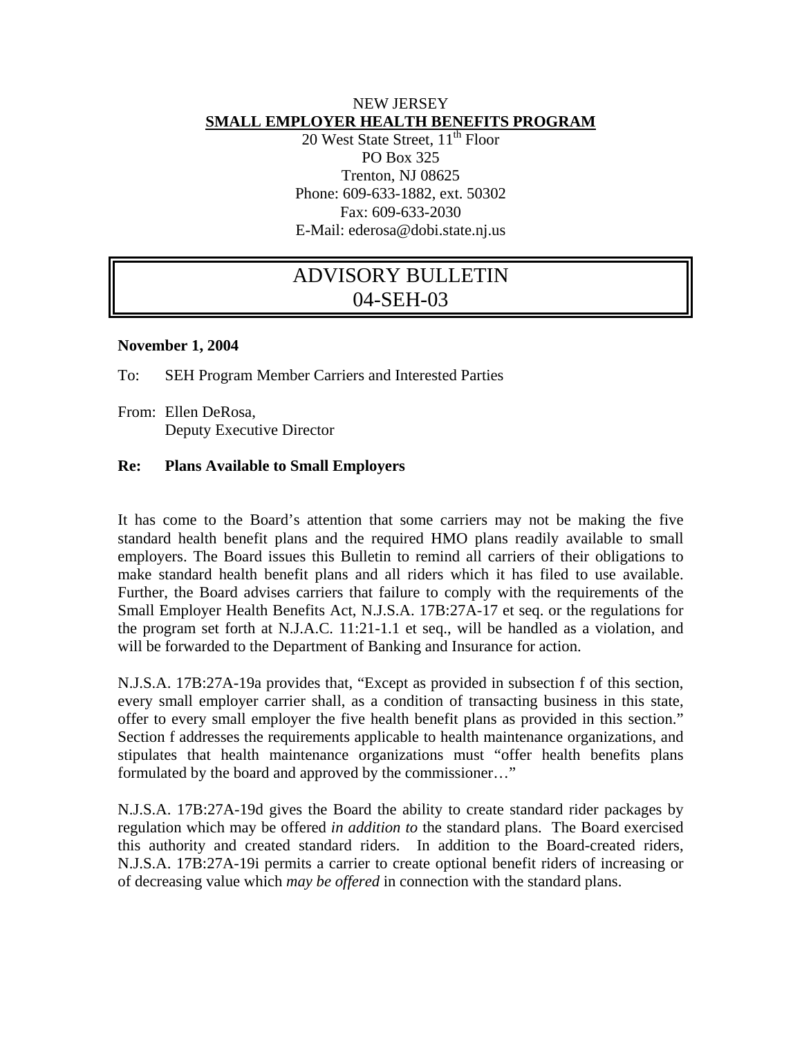NEW JERSEY

**SMALL EMPLOYER HEALTH BENEFITS PROGRAM**

20 West State Street, 11th Floor
PO Box 325
Trenton, NJ 08625
Phone: 609-633-1882, ext. 50302
Fax: 609-633-2030
E-Mail: ederosa@dobi.state.nj.us

# ADVISORY BULLETIN
# 04-SEH-03

**November 1, 2004**

To: SEH Program Member Carriers and Interested Parties

From: Ellen DeRosa,
Deputy Executive Director

**Re: Plans Available to Small Employers**

It has come to the Board's attention that some carriers may not be making the five standard health benefit plans and the required HMO plans readily available to small employers. The Board issues this Bulletin to remind all carriers of their obligations to make standard health benefit plans and all riders which it has filed to use available. Further, the Board advises carriers that failure to comply with the requirements of the Small Employer Health Benefits Act, N.J.S.A. 17B:27A-17 et seq. or the regulations for the program set forth at N.J.A.C. 11:21-1.1 et seq., will be handled as a violation, and will be forwarded to the Department of Banking and Insurance for action.

N.J.S.A. 17B:27A-19a provides that, "Except as provided in subsection f of this section, every small employer carrier shall, as a condition of transacting business in this state, offer to every small employer the five health benefit plans as provided in this section." Section f addresses the requirements applicable to health maintenance organizations, and stipulates that health maintenance organizations must "offer health benefits plans formulated by the board and approved by the commissioner…"

N.J.S.A. 17B:27A-19d gives the Board the ability to create standard rider packages by regulation which may be offered *in addition to* the standard plans. The Board exercised this authority and created standard riders. In addition to the Board-created riders, N.J.S.A. 17B:27A-19i permits a carrier to create optional benefit riders of increasing or of decreasing value which *may be offered* in connection with the standard plans.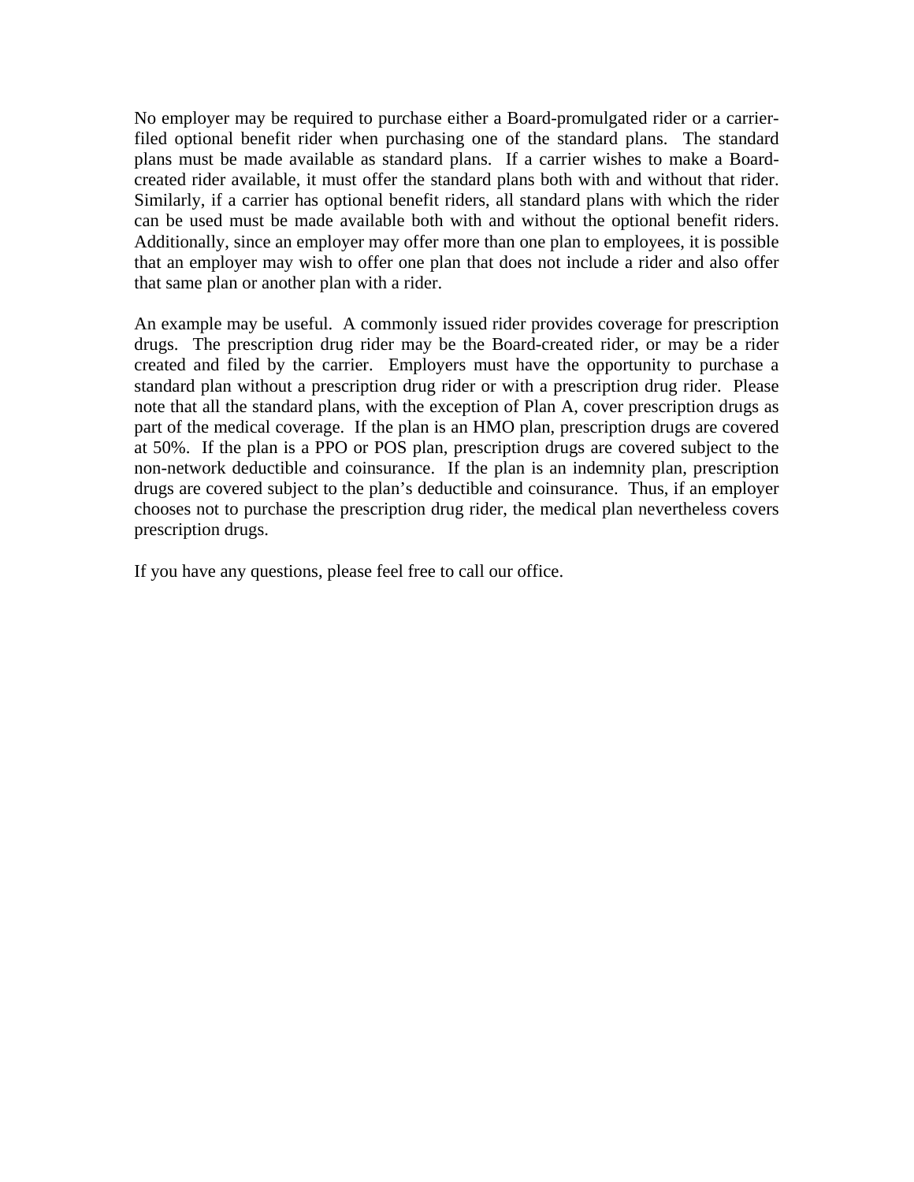No employer may be required to purchase either a Board-promulgated rider or a carrier-filed optional benefit rider when purchasing one of the standard plans. The standard plans must be made available as standard plans. If a carrier wishes to make a Board-created rider available, it must offer the standard plans both with and without that rider. Similarly, if a carrier has optional benefit riders, all standard plans with which the rider can be used must be made available both with and without the optional benefit riders. Additionally, since an employer may offer more than one plan to employees, it is possible that an employer may wish to offer one plan that does not include a rider and also offer that same plan or another plan with a rider.

An example may be useful. A commonly issued rider provides coverage for prescription drugs. The prescription drug rider may be the Board-created rider, or may be a rider created and filed by the carrier. Employers must have the opportunity to purchase a standard plan without a prescription drug rider or with a prescription drug rider. Please note that all the standard plans, with the exception of Plan A, cover prescription drugs as part of the medical coverage. If the plan is an HMO plan, prescription drugs are covered at 50%. If the plan is a PPO or POS plan, prescription drugs are covered subject to the non-network deductible and coinsurance. If the plan is an indemnity plan, prescription drugs are covered subject to the plan's deductible and coinsurance. Thus, if an employer chooses not to purchase the prescription drug rider, the medical plan nevertheless covers prescription drugs.

If you have any questions, please feel free to call our office.